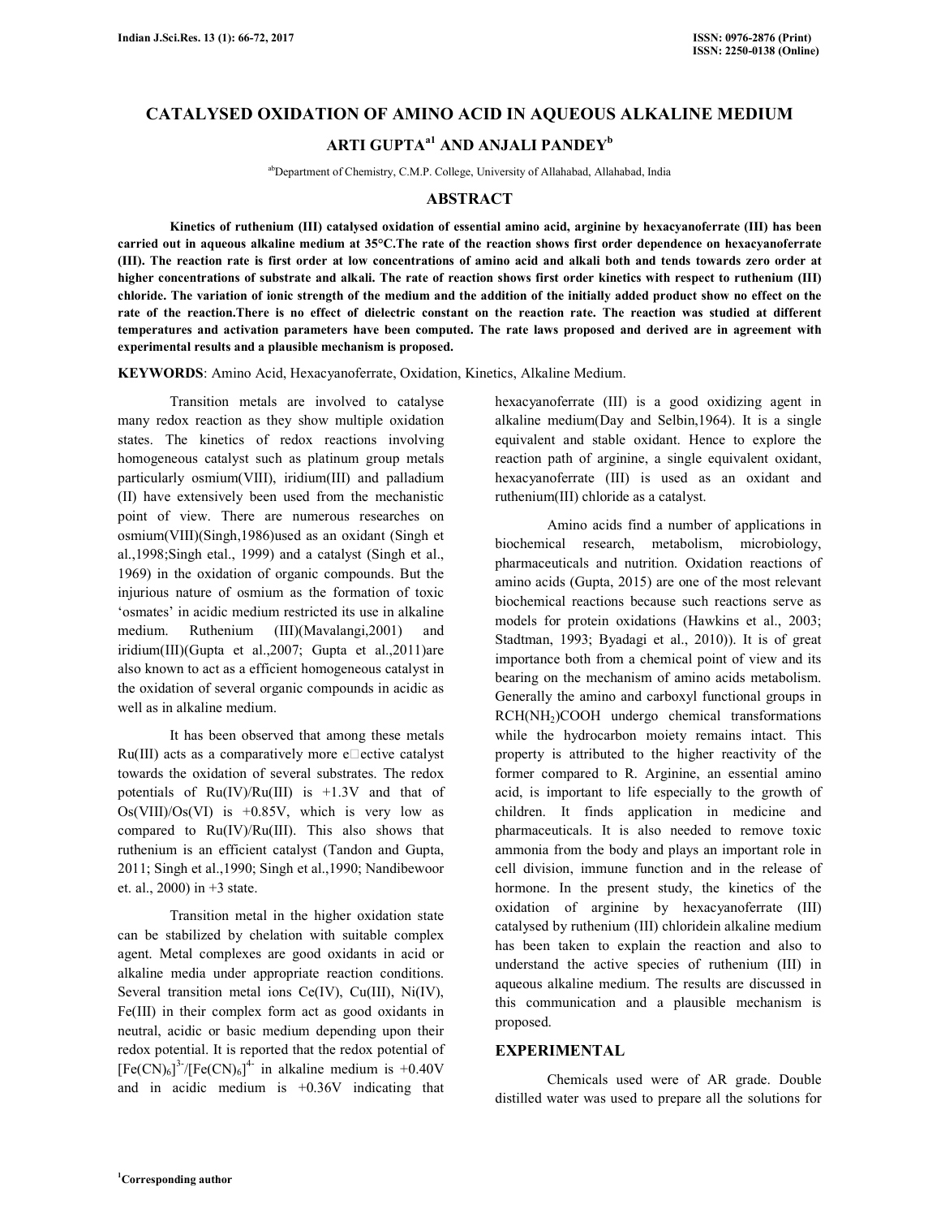# CATALYSED OXIDATION OF AMINO ACID IN AQUEOUS ALKALINE MEDIUM

## ARTI GUPTA[a1] AND ANJALI PANDEY[b]

[ab]Department of Chemistry, C.M.P. College, University of Allahabad, Allahabad, India

## ABSTRACT

**Kinetics of ruthenium (III) catalysed oxidation of essential amino acid, arginine by hexacyanoferrate (III) has been carried out in aqueous alkaline medium at 35°C.The rate of the reaction shows first order dependence on hexacyanoferrate (III). The reaction rate is first order at low concentrations of amino acid and alkali both and tends towards zero order at higher concentrations of substrate and alkali. The rate of reaction shows first order kinetics with respect to ruthenium (III) chloride. The variation of ionic strength of the medium and the addition of the initially added product show no effect on the rate of the reaction.There is no effect of dielectric constant on the reaction rate. The reaction was studied at different temperatures and activation parameters have been computed. The rate laws proposed and derived are in agreement with experimental results and a plausible mechanism is proposed.**

**KEYWORDS**: Amino Acid, Hexacyanoferrate, Oxidation, Kinetics, Alkaline Medium.

Transition metals are involved to catalyse many redox reaction as they show multiple oxidation states. The kinetics of redox reactions involving homogeneous catalyst such as platinum group metals particularly osmium(VIII), iridium(III) and palladium (II) have extensively been used from the mechanistic point of view. There are numerous researches on osmium(VIII)(Singh,1986)used as an oxidant (Singh et al.,1998;Singh etal., 1999) and a catalyst (Singh et al., 1969) in the oxidation of organic compounds. But the injurious nature of osmium as the formation of toxic 'osmates' in acidic medium restricted its use in alkaline medium. Ruthenium (III)(Mavalangi,2001) and iridium(III)(Gupta et al.,2007; Gupta et al.,2011)are also known to act as a efficient homogeneous catalyst in the oxidation of several organic compounds in acidic as well as in alkaline medium.

It has been observed that among these metals Ru(III) acts as a comparatively more e□ective catalyst towards the oxidation of several substrates. The redox potentials of Ru(IV)/Ru(III) is +1.3V and that of Os(VIII)/Os(VI) is +0.85V, which is very low as compared to Ru(IV)/Ru(III). This also shows that ruthenium is an efficient catalyst (Tandon and Gupta, 2011; Singh et al.,1990; Singh et al.,1990; Nandibewoor et. al., 2000) in +3 state.

Transition metal in the higher oxidation state can be stabilized by chelation with suitable complex agent. Metal complexes are good oxidants in acid or alkaline media under appropriate reaction conditions. Several transition metal ions Ce(IV), Cu(III), Ni(IV), Fe(III) in their complex form act as good oxidants in neutral, acidic or basic medium depending upon their redox potential. It is reported that the redox potential of $[Fe(CN)_6]^{3-}/[Fe(CN)_6]^{4-}$ in alkaline medium is +0.40V and in acidic medium is +0.36V indicating that hexacyanoferrate (III) is a good oxidizing agent in alkaline medium(Day and Selbin,1964). It is a single equivalent and stable oxidant. Hence to explore the reaction path of arginine, a single equivalent oxidant, hexacyanoferrate (III) is used as an oxidant and ruthenium(III) chloride as a catalyst.

Amino acids find a number of applications in biochemical research, metabolism, microbiology, pharmaceuticals and nutrition. Oxidation reactions of amino acids (Gupta, 2015) are one of the most relevant biochemical reactions because such reactions serve as models for protein oxidations (Hawkins et al., 2003; Stadtman, 1993; Byadagi et al., 2010)). It is of great importance both from a chemical point of view and its bearing on the mechanism of amino acids metabolism. Generally the amino and carboxyl functional groups in $RCH(NH_2)COOH$ undergo chemical transformations while the hydrocarbon moiety remains intact. This property is attributed to the higher reactivity of the former compared to R. Arginine, an essential amino acid, is important to life especially to the growth of children. It finds application in medicine and pharmaceuticals. It is also needed to remove toxic ammonia from the body and plays an important role in cell division, immune function and in the release of hormone. In the present study, the kinetics of the oxidation of arginine by hexacyanoferrate (III) catalysed by ruthenium (III) chloridein alkaline medium has been taken to explain the reaction and also to understand the active species of ruthenium (III) in aqueous alkaline medium. The results are discussed in this communication and a plausible mechanism is proposed.

## EXPERIMENTAL

Chemicals used were of AR grade. Double distilled water was used to prepare all the solutions for

[1]Corresponding author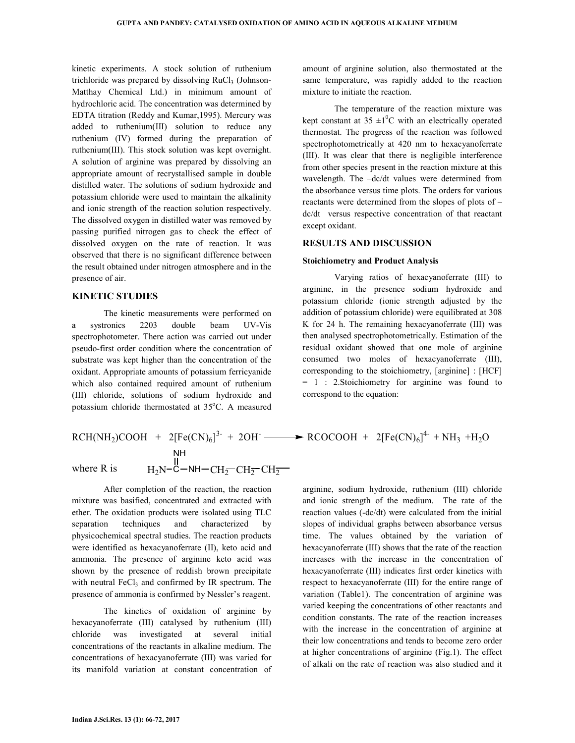kinetic experiments. A stock solution of ruthenium trichloride was prepared by dissolving $RuCl_3$ (Johnson-Matthay Chemical Ltd.) in minimum amount of hydrochloric acid. The concentration was determined by EDTA titration (Reddy and Kumar,1995). Mercury was added to ruthenium(III) solution to reduce any ruthenium (IV) formed during the preparation of ruthenium(III). This stock solution was kept overnight. A solution of arginine was prepared by dissolving an appropriate amount of recrystallised sample in double distilled water. The solutions of sodium hydroxide and potassium chloride were used to maintain the alkalinity and ionic strength of the reaction solution respectively. The dissolved oxygen in distilled water was removed by passing purified nitrogen gas to check the effect of dissolved oxygen on the rate of reaction. It was observed that there is no significant difference between the result obtained under nitrogen atmosphere and in the presence of air.

## KINETIC STUDIES

The kinetic measurements were performed on a systronics 2203 double beam UV-Vis spectrophotometer. There action was carried out under pseudo-first order condition where the concentration of substrate was kept higher than the concentration of the oxidant. Appropriate amounts of potassium ferricyanide which also contained required amount of ruthenium (III) chloride, solutions of sodium hydroxide and potassium chloride thermostated at 35°C. A measured amount of arginine solution, also thermostated at the same temperature, was rapidly added to the reaction mixture to initiate the reaction.

The temperature of the reaction mixture was kept constant at 35 ±1°C with an electrically operated thermostat. The progress of the reaction was followed spectrophotometrically at 420 nm to hexacyanoferrate (III). It was clear that there is negligible interference from other species present in the reaction mixture at this wavelength. The –dc/dt values were determined from the absorbance versus time plots. The orders for various reactants were determined from the slopes of plots of –dc/dt versus respective concentration of that reactant except oxidant.

## RESULTS AND DISCUSSION

### Stoichiometry and Product Analysis

Varying ratios of hexacyanoferrate (III) to arginine, in the presence sodium hydroxide and potassium chloride (ionic strength adjusted by the addition of potassium chloride) were equilibrated at 308 K for 24 h. The remaining hexacyanoferrate (III) was then analysed spectrophotometrically. Estimation of the residual oxidant showed that one mole of arginine consumed two moles of hexacyanoferrate (III), corresponding to the stoichiometry, [arginine] : [HCF] = 1 : 2.Stoichiometry for arginine was found to correspond to the equation:

$$RCH(NH_2)COOH \; + \; 2[Fe(CN)_6]^{3-} \; + \; 2OH^- \longrightarrow RCOCOOH \; + \; 2[Fe(CN)_6]^{4-} \; + NH_3 \; + H_2O$$

where R is $H_2N-C(=NH)-NH-CH_2-CH_2-CH_2-$

After completion of the reaction, the reaction mixture was basified, concentrated and extracted with ether. The oxidation products were isolated using TLC separation techniques and characterized by physicochemical spectral studies. The reaction products were identified as hexacyanoferrate (II), keto acid and ammonia. The presence of arginine keto acid was shown by the presence of reddish brown precipitate with neutral $FeCl_3$ and confirmed by IR spectrum. The presence of ammonia is confirmed by Nessler's reagent.

The kinetics of oxidation of arginine by hexacyanoferrate (III) catalysed by ruthenium (III) chloride was investigated at several initial concentrations of the reactants in alkaline medium. The concentrations of hexacyanoferrate (III) was varied for its manifold variation at constant concentration of arginine, sodium hydroxide, ruthenium (III) chloride and ionic strength of the medium. The rate of the reaction values (-dc/dt) were calculated from the initial slopes of individual graphs between absorbance versus time. The values obtained by the variation of hexacyanoferrate (III) shows that the rate of the reaction increases with the increase in the concentration of hexacyanoferrate (III) indicates first order kinetics with respect to hexacyanoferrate (III) for the entire range of variation (Table1). The concentration of arginine was varied keeping the concentrations of other reactants and condition constants. The rate of the reaction increases with the increase in the concentration of arginine at their low concentrations and tends to become zero order at higher concentrations of arginine (Fig.1). The effect of alkali on the rate of reaction was also studied and it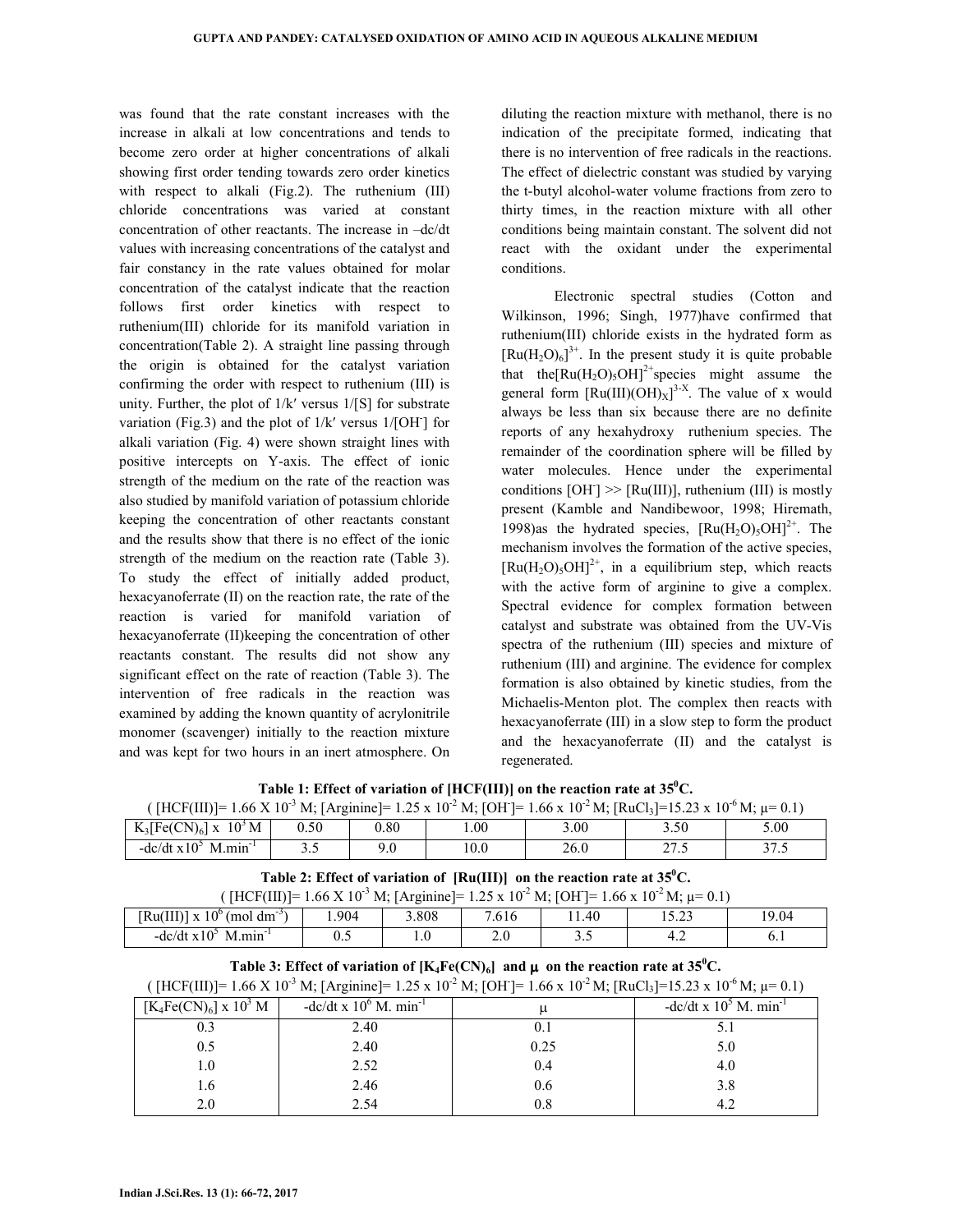was found that the rate constant increases with the increase in alkali at low concentrations and tends to become zero order at higher concentrations of alkali showing first order tending towards zero order kinetics with respect to alkali (Fig.2). The ruthenium (III) chloride concentrations was varied at constant concentration of other reactants. The increase in –dc/dt values with increasing concentrations of the catalyst and fair constancy in the rate values obtained for molar concentration of the catalyst indicate that the reaction follows first order kinetics with respect to ruthenium(III) chloride for its manifold variation in concentration(Table 2). A straight line passing through the origin is obtained for the catalyst variation confirming the order with respect to ruthenium (III) is unity. Further, the plot of 1/k′ versus 1/[S] for substrate variation (Fig.3) and the plot of 1/k′ versus $1/[OH^-]$ for alkali variation (Fig. 4) were shown straight lines with positive intercepts on Y-axis. The effect of ionic strength of the medium on the rate of the reaction was also studied by manifold variation of potassium chloride keeping the concentration of other reactants constant and the results show that there is no effect of the ionic strength of the medium on the reaction rate (Table 3). To study the effect of initially added product, hexacyanoferrate (II) on the reaction rate, the rate of the reaction is varied for manifold variation of hexacyanoferrate (II)keeping the concentration of other reactants constant. The results did not show any significant effect on the rate of reaction (Table 3). The intervention of free radicals in the reaction was examined by adding the known quantity of acrylonitrile monomer (scavenger) initially to the reaction mixture and was kept for two hours in an inert atmosphere. On diluting the reaction mixture with methanol, there is no indication of the precipitate formed, indicating that there is no intervention of free radicals in the reactions. The effect of dielectric constant was studied by varying the t-butyl alcohol-water volume fractions from zero to thirty times, in the reaction mixture with all other conditions being maintain constant. The solvent did not react with the oxidant under the experimental conditions.

Electronic spectral studies (Cotton and Wilkinson, 1996; Singh, 1977)have confirmed that ruthenium(III) chloride exists in the hydrated form as $[Ru(H_2O)_6]^{3+}$. In the present study it is quite probable that the$[Ru(H_2O)_5OH]^{2+}$species might assume the general form $[Ru(III)(OH)_X]^{3-X}$. The value of x would always be less than six because there are no definite reports of any hexahydroxy ruthenium species. The remainder of the coordination sphere will be filled by water molecules. Hence under the experimental conditions $[OH^-] >> [Ru(III)]$, ruthenium (III) is mostly present (Kamble and Nandibewoor, 1998; Hiremath, 1998)as the hydrated species, $[Ru(H_2O)_5OH]^{2+}$. The mechanism involves the formation of the active species, $[Ru(H_2O)_5OH]^{2+}$, in a equilibrium step, which reacts with the active form of arginine to give a complex. Spectral evidence for complex formation between catalyst and substrate was obtained from the UV-Vis spectra of the ruthenium (III) species and mixture of ruthenium (III) and arginine. The evidence for complex formation is also obtained by kinetic studies, from the Michaelis-Menton plot. The complex then reacts with hexacyanoferrate (III) in a slow step to form the product and the hexacyanoferrate (II) and the catalyst is regenerated.

**Table 1: Effect of variation of [HCF(III)] on the reaction rate at $35^0$C.**

( $[HCF(III)] = 1.66 \times 10^{-3}$ M; $[Arginine] = 1.25 \times 10^{-2}$ M; $[OH^-] = 1.66 \times 10^{-2}$ M; $[RuCl_3] = 15.23 \times 10^{-6}$ M; $\mu = 0.1$)

| $K_3[Fe(CN)_6] \times 10^3$ M | 0.50 | 0.80 | 1.00 | 3.00 | 3.50 | 5.00 |
|---|---|---|---|---|---|---|
| $-dc/dt \times 10^5$ M.min$^{-1}$ | 3.5 | 9.0 | 10.0 | 26.0 | 27.5 | 37.5 |

**Table 2: Effect of variation of [Ru(III)] on the reaction rate at $35^0$C.**

( $[HCF(III)] = 1.66 \times 10^{-3}$ M; $[Arginine] = 1.25 \times 10^{-2}$ M; $[OH^-] = 1.66 \times 10^{-2}$ M; $\mu = 0.1$)

| $[Ru(III)] \times 10^6$ (mol dm$^{-3}$) | 1.904 | 3.808 | 7.616 | 11.40 | 15.23 | 19.04 |
|---|---|---|---|---|---|---|
| $-dc/dt \times 10^5$ M.min$^{-1}$ | 0.5 | 1.0 | 2.0 | 3.5 | 4.2 | 6.1 |

**Table 3: Effect of variation of $[K_4Fe(CN)_6]$ and $\mu$ on the reaction rate at $35^0$C.**

( $[HCF(III)] = 1.66 \times 10^{-3}$ M; $[Arginine] = 1.25 \times 10^{-2}$ M; $[OH^-] = 1.66 \times 10^{-2}$ M; $[RuCl_3] = 15.23 \times 10^{-6}$ M; $\mu = 0.1$)

| $[K_4Fe(CN)_6] \times 10^3$ M | $-dc/dt \times 10^6$ M. min$^{-1}$ | $\mu$ | $-dc/dt \times 10^5$ M. min$^{-1}$ |
|---|---|---|---|
| 0.3 | 2.40 | 0.1 | 5.1 |
| 0.5 | 2.40 | 0.25 | 5.0 |
| 1.0 | 2.52 | 0.4 | 4.0 |
| 1.6 | 2.46 | 0.6 | 3.8 |
| 2.0 | 2.54 | 0.8 | 4.2 |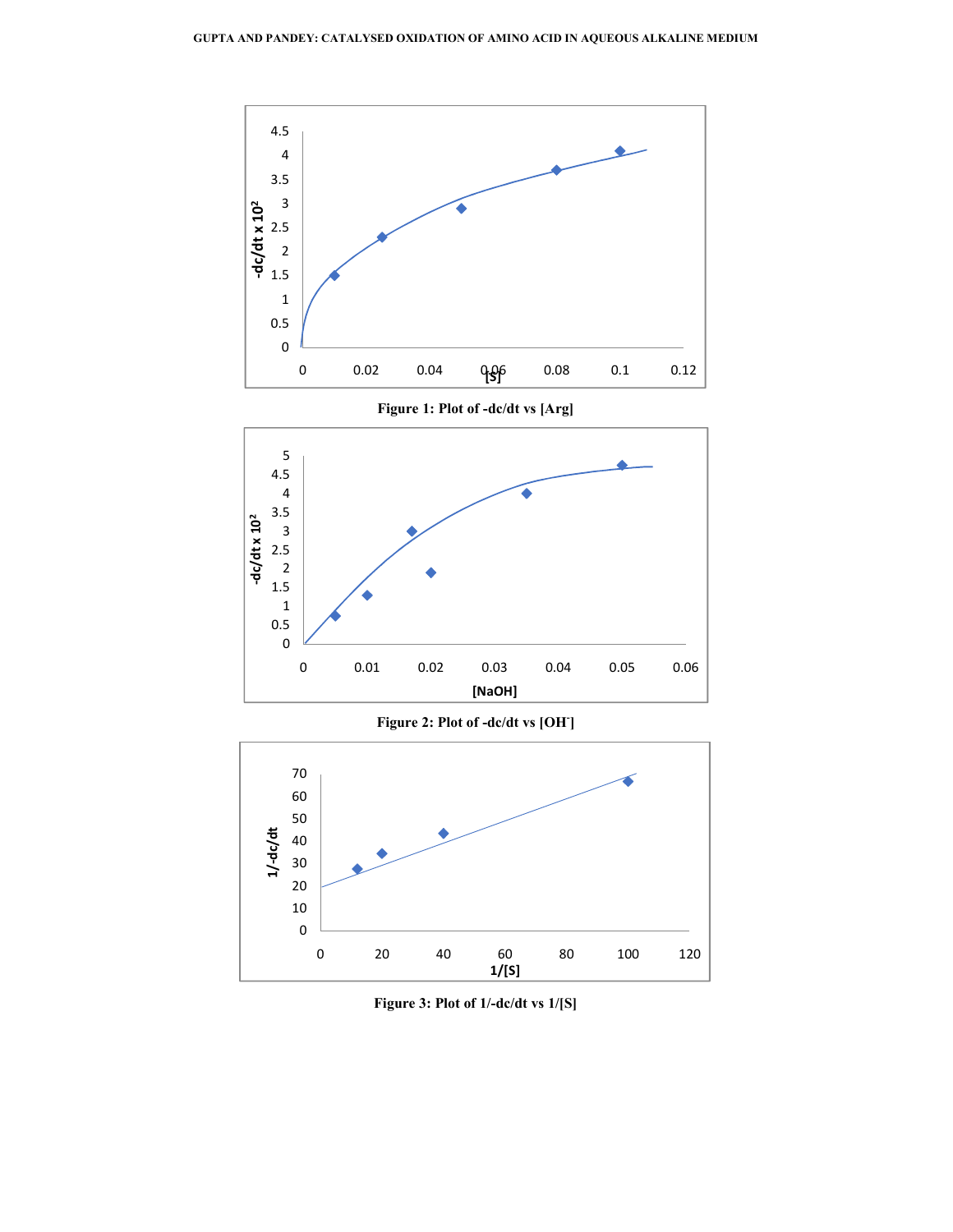Figure 1: Plot of -dc/dt vs [Arg]

Figure 2: Plot of -dc/dt vs [OH$^-$]

Figure 3: Plot of 1/-dc/dt vs 1/[S]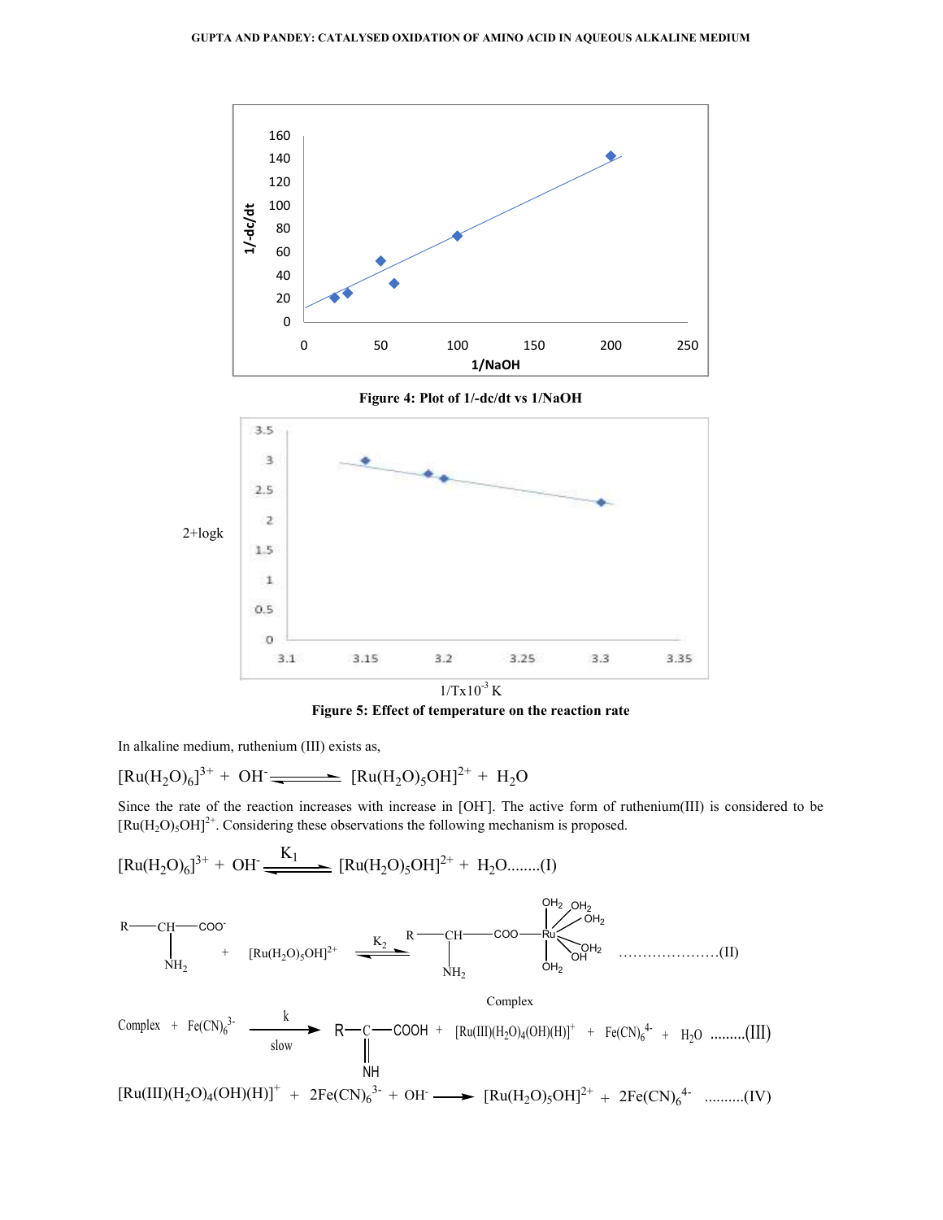Figure 4: Plot of 1/-dc/dt vs 1/NaOH

Figure 5: Effect of temperature on the reaction rate

In alkaline medium, ruthenium (III) exists as,

$$[Ru(H_2O)_6]^{3+} + OH^- \rightleftharpoons [Ru(H_2O)_5OH]^{2+} + H_2O$$

Since the rate of the reaction increases with increase in $[OH^-]$. The active form of ruthenium(III) is considered to be $[Ru(H_2O)_5OH]^{2+}$. Considering these observations the following mechanism is proposed.

$$[Ru(H_2O)_6]^{3+} + OH^- \overset{K_1}{\rightleftharpoons} [Ru(H_2O)_5OH]^{2+} + H_2O \quad \text{........(I)}$$

$$R{-}CH(NH_2){-}COO^- + [Ru(H_2O)_5OH]^{2+} \overset{K_2}{\rightleftharpoons} R{-}CH(NH_2){-}COO{-}Ru(OH_2)_4(OH) \quad \text{....................(II)}$$

Complex

$$\text{Complex} + Fe(CN)_6^{3-} \xrightarrow[\text{slow}]{k} R{-}C({=}NH){-}COOH + [Ru(III)(H_2O)_4(OH)(H)]^+ + Fe(CN)_6^{4-} + H_2O \quad \text{.........(III)}$$

$$[Ru(III)(H_2O)_4(OH)(H)]^+ + 2Fe(CN)_6^{3-} + OH^- \longrightarrow [Ru(H_2O)_5OH]^{2+} + 2Fe(CN)_6^{4-} \quad \text{..........(IV)}$$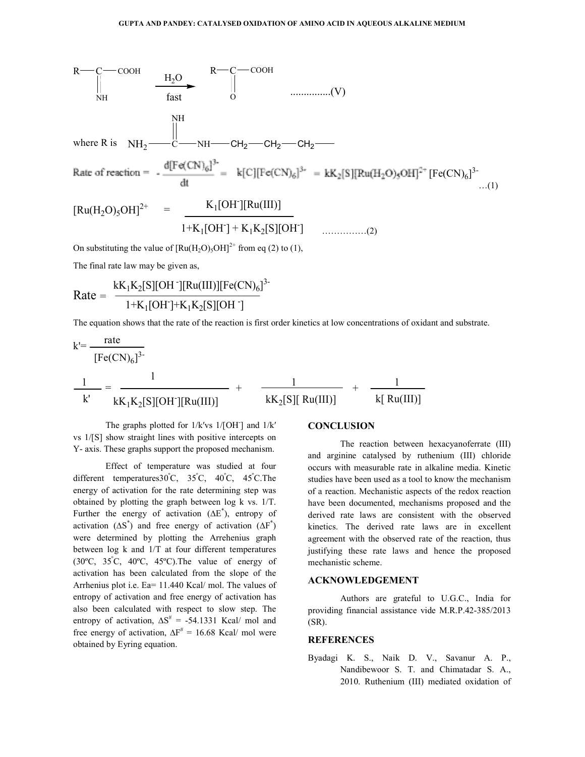$$\underset{\underset{\text{NH}}{\|}}{\text{R}-\text{C}-\text{COOH}} \xrightarrow[\text{fast}]{H_2O} \underset{\underset{\text{O}}{\|}}{\text{R}-\text{C}-\text{COOH}} \quad \text{..............(V)}$$

where R is $NH_2-\overset{\overset{\text{NH}}{\|}}{C}-NH-CH_2-CH_2-CH_2-$

$$\text{Rate of reaction} = -\frac{d[Fe(CN)_6]^{3-}}{dt} = k[C][Fe(CN)_6]^{3-} = kK_2[S][Ru(H_2O)_5OH]^{2+}[Fe(CN)_6]^{3-} \quad \text{...(1)}$$

$$[Ru(H_2O)_5OH]^{2+} = \frac{K_1[OH^-][Ru(III)]}{1+K_1[OH^-]+K_1K_2[S][OH^-]} \quad \text{...............(2)}$$

On substituting the value of $[Ru(H_2O)_5OH]^{2+}$ from eq (2) to (1),

The final rate law may be given as,

$$\text{Rate} = \frac{kK_1K_2[S][OH^-][Ru(III)][Fe(CN)_6]^{3-}}{1+K_1[OH^-]+K_1K_2[S][OH^-]}$$

The equation shows that the rate of the reaction is first order kinetics at low concentrations of oxidant and substrate.

$$k' = \frac{\text{rate}}{[Fe(CN)_6]^{3-}}$$

$$\frac{1}{k'} = \frac{1}{kK_1K_2[S][OH^-][Ru(III)]} + \frac{1}{kK_2[S][Ru(III)]} + \frac{1}{k[Ru(III)]}$$

The graphs plotted for $1/k'$ vs $1/[OH^-]$ and $1/k'$ vs $1/[S]$ show straight lines with positive intercepts on Y- axis. These graphs support the proposed mechanism.

Effect of temperature was studied at four different temperatures30°C, 35°C, 40°C, 45°C.The energy of activation for the rate determining step was obtained by plotting the graph between log k vs. 1/T. Further the energy of activation ($\Delta E^*$), entropy of activation ($\Delta S^*$) and free energy of activation ($\Delta F^*$) were determined by plotting the Arrehenius graph between log k and 1/T at four different temperatures (30ºC, 35°C, 40ºC, 45ºC).The value of energy of activation has been calculated from the slope of the Arrhenius plot i.e. Ea= 11.440 Kcal/ mol. The values of entropy of activation and free energy of activation has also been calculated with respect to slow step. The entropy of activation, $\Delta S^{\#}$ = -54.1331 Kcal/ mol and free energy of activation, $\Delta F^{\#}$ = 16.68 Kcal/ mol were obtained by Eyring equation.

## CONCLUSION

The reaction between hexacyanoferrate (III) and arginine catalysed by ruthenium (III) chloride occurs with measurable rate in alkaline media. Kinetic studies have been used as a tool to know the mechanism of a reaction. Mechanistic aspects of the redox reaction have been documented, mechanisms proposed and the derived rate laws are consistent with the observed kinetics. The derived rate laws are in excellent agreement with the observed rate of the reaction, thus justifying these rate laws and hence the proposed mechanistic scheme.

## ACKNOWLEDGEMENT

Authors are grateful to U.G.C., India for providing financial assistance vide M.R.P.42-385/2013 (SR).

## REFERENCES

Byadagi K. S., Naik D. V., Savanur A. P., Nandibewoor S. T. and Chimatadar S. A., 2010. Ruthenium (III) mediated oxidation of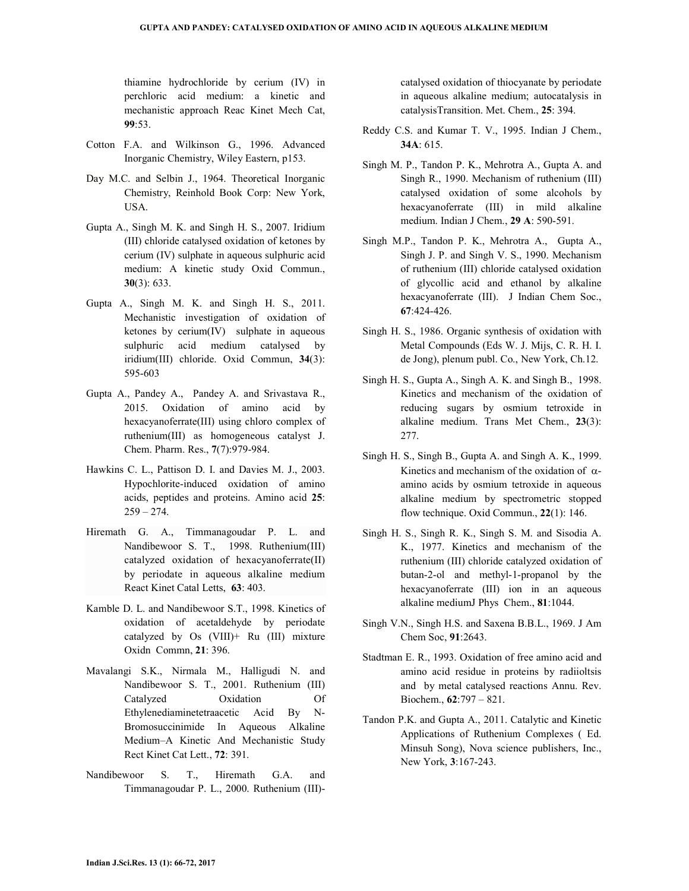thiamine hydrochloride by cerium (IV) in perchloric acid medium: a kinetic and mechanistic approach Reac Kinet Mech Cat, **99**:53.

Cotton F.A. and Wilkinson G., 1996. Advanced Inorganic Chemistry, Wiley Eastern, p153.

Day M.C. and Selbin J., 1964. Theoretical Inorganic Chemistry, Reinhold Book Corp: New York, USA.

Gupta A., Singh M. K. and Singh H. S., 2007. Iridium (III) chloride catalysed oxidation of ketones by cerium (IV) sulphate in aqueous sulphuric acid medium: A kinetic study Oxid Commun., **30**(3): 633.

Gupta A., Singh M. K. and Singh H. S., 2011. Mechanistic investigation of oxidation of ketones by cerium(IV) sulphate in aqueous sulphuric acid medium catalysed by iridium(III) chloride. Oxid Commun, **34**(3): 595-603

Gupta A., Pandey A., Pandey A. and Srivastava R., 2015. Oxidation of amino acid by hexacyanoferrate(III) using chloro complex of ruthenium(III) as homogeneous catalyst J. Chem. Pharm. Res., **7**(7):979-984.

Hawkins C. L., Pattison D. I. and Davies M. J., 2003. Hypochlorite-induced oxidation of amino acids, peptides and proteins. Amino acid **25**: 259 – 274.

Hiremath G. A., Timmanagoudar P. L. and Nandibewoor S. T., 1998. Ruthenium(III) catalyzed oxidation of hexacyanoferrate(II) by periodate in aqueous alkaline medium React Kinet Catal Letts, **63**: 403.

Kamble D. L. and Nandibewoor S.T., 1998. Kinetics of oxidation of acetaldehyde by periodate catalyzed by Os (VIII)+ Ru (III) mixture Oxidn Commn, **21**: 396.

Mavalangi S.K., Nirmala M., Halligudi N. and Nandibewoor S. T., 2001. Ruthenium (III) Catalyzed Oxidation Of Ethylenediaminetetraacetic Acid By N-Bromosuccinimide In Aqueous Alkaline Medium–A Kinetic And Mechanistic Study Rect Kinet Cat Lett., **72**: 391.

Nandibewoor S. T., Hiremath G.A. and Timmanagoudar P. L., 2000. Ruthenium (III)-catalysed oxidation of thiocyanate by periodate in aqueous alkaline medium; autocatalysis in catalysisTransition. Met. Chem., **25**: 394.

Reddy C.S. and Kumar T. V., 1995. Indian J Chem., **34A**: 615.

Singh M. P., Tandon P. K., Mehrotra A., Gupta A. and Singh R., 1990. Mechanism of ruthenium (III) catalysed oxidation of some alcohols by hexacyanoferrate (III) in mild alkaline medium. Indian J Chem., **29 A**: 590-591.

Singh M.P., Tandon P. K., Mehrotra A., Gupta A., Singh J. P. and Singh V. S., 1990. Mechanism of ruthenium (III) chloride catalysed oxidation of glycollic acid and ethanol by alkaline hexacyanoferrate (III). J Indian Chem Soc., **67**:424-426.

Singh H. S., 1986. Organic synthesis of oxidation with Metal Compounds (Eds W. J. Mijs, C. R. H. I. de Jong), plenum publ. Co., New York, Ch.12.

Singh H. S., Gupta A., Singh A. K. and Singh B., 1998. Kinetics and mechanism of the oxidation of reducing sugars by osmium tetroxide in alkaline medium. Trans Met Chem., **23**(3): 277.

Singh H. S., Singh B., Gupta A. and Singh A. K., 1999. Kinetics and mechanism of the oxidation of $\alpha$-amino acids by osmium tetroxide in aqueous alkaline medium by spectrometric stopped flow technique. Oxid Commun., **22**(1): 146.

Singh H. S., Singh R. K., Singh S. M. and Sisodia A. K., 1977. Kinetics and mechanism of the ruthenium (III) chloride catalyzed oxidation of butan-2-ol and methyl-1-propanol by the hexacyanoferrate (III) ion in an aqueous alkaline mediumJ Phys Chem., **81**:1044.

Singh V.N., Singh H.S. and Saxena B.B.L., 1969. J Am Chem Soc, **91**:2643.

Stadtman E. R., 1993. Oxidation of free amino acid and amino acid residue in proteins by radiioltsis and by metal catalysed reactions Annu. Rev. Biochem., **62**:797 – 821.

Tandon P.K. and Gupta A., 2011. Catalytic and Kinetic Applications of Ruthenium Complexes ( Ed. Minsuh Song), Nova science publishers, Inc., New York, **3**:167-243.